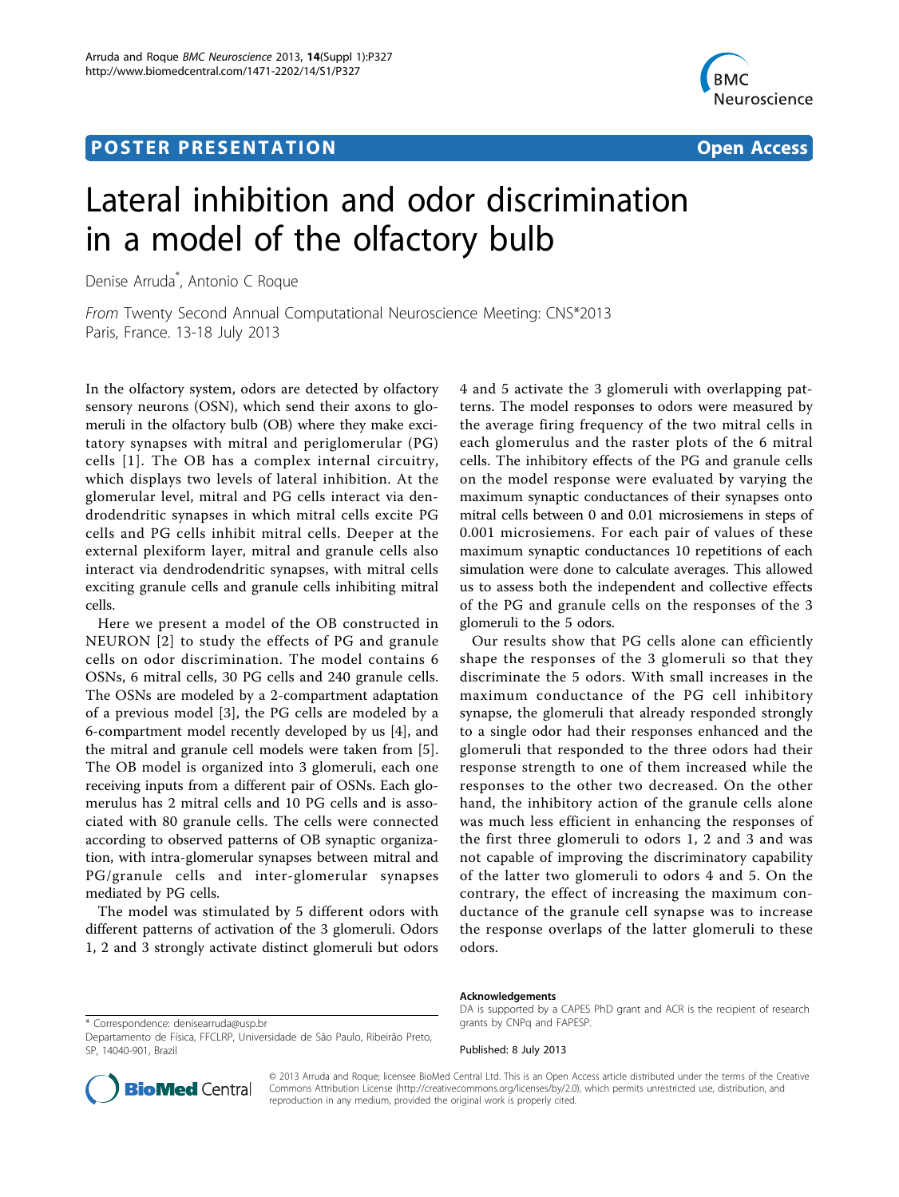**POSTER PRESENTATION** **Open Access**

# Lateral inhibition and odor discrimination in a model of the olfactory bulb

Denise Arruda*, Antonio C Roque

*From* Twenty Second Annual Computational Neuroscience Meeting: CNS*2013
Paris, France. 13-18 July 2013

In the olfactory system, odors are detected by olfactory sensory neurons (OSN), which send their axons to glomeruli in the olfactory bulb (OB) where they make excitatory synapses with mitral and periglomerular (PG) cells [1]. The OB has a complex internal circuitry, which displays two levels of lateral inhibition. At the glomerular level, mitral and PG cells interact via dendrodendritic synapses in which mitral cells excite PG cells and PG cells inhibit mitral cells. Deeper at the external plexiform layer, mitral and granule cells also interact via dendrodendritic synapses, with mitral cells exciting granule cells and granule cells inhibiting mitral cells.

Here we present a model of the OB constructed in NEURON [2] to study the effects of PG and granule cells on odor discrimination. The model contains 6 OSNs, 6 mitral cells, 30 PG cells and 240 granule cells. The OSNs are modeled by a 2-compartment adaptation of a previous model [3], the PG cells are modeled by a 6-compartment model recently developed by us [4], and the mitral and granule cell models were taken from [5]. The OB model is organized into 3 glomeruli, each one receiving inputs from a different pair of OSNs. Each glomerulus has 2 mitral cells and 10 PG cells and is associated with 80 granule cells. The cells were connected according to observed patterns of OB synaptic organization, with intra-glomerular synapses between mitral and PG/granule cells and inter-glomerular synapses mediated by PG cells.

The model was stimulated by 5 different odors with different patterns of activation of the 3 glomeruli. Odors 1, 2 and 3 strongly activate distinct glomeruli but odors 4 and 5 activate the 3 glomeruli with overlapping patterns. The model responses to odors were measured by the average firing frequency of the two mitral cells in each glomerulus and the raster plots of the 6 mitral cells. The inhibitory effects of the PG and granule cells on the model response were evaluated by varying the maximum synaptic conductances of their synapses onto mitral cells between 0 and 0.01 microsiemens in steps of 0.001 microsiemens. For each pair of values of these maximum synaptic conductances 10 repetitions of each simulation were done to calculate averages. This allowed us to assess both the independent and collective effects of the PG and granule cells on the responses of the 3 glomeruli to the 5 odors.

Our results show that PG cells alone can efficiently shape the responses of the 3 glomeruli so that they discriminate the 5 odors. With small increases in the maximum conductance of the PG cell inhibitory synapse, the glomeruli that already responded strongly to a single odor had their responses enhanced and the glomeruli that responded to the three odors had their response strength to one of them increased while the responses to the other two decreased. On the other hand, the inhibitory action of the granule cells alone was much less efficient in enhancing the responses of the first three glomeruli to odors 1, 2 and 3 and was not capable of improving the discriminatory capability of the latter two glomeruli to odors 4 and 5. On the contrary, the effect of increasing the maximum conductance of the granule cell synapse was to increase the response overlaps of the latter glomeruli to these odors.

* Correspondence: denisearruda@usp.br
Departamento de Física, FFCLRP, Universidade de São Paulo, Ribeirão Preto, SP, 14040-901, Brazil

#### Acknowledgements

DA is supported by a CAPES PhD grant and ACR is the recipient of research grants by CNPq and FAPESP.

Published: 8 July 2013

© 2013 Arruda and Roque; licensee BioMed Central Ltd. This is an Open Access article distributed under the terms of the Creative Commons Attribution License (http://creativecommons.org/licenses/by/2.0), which permits unrestricted use, distribution, and reproduction in any medium, provided the original work is properly cited.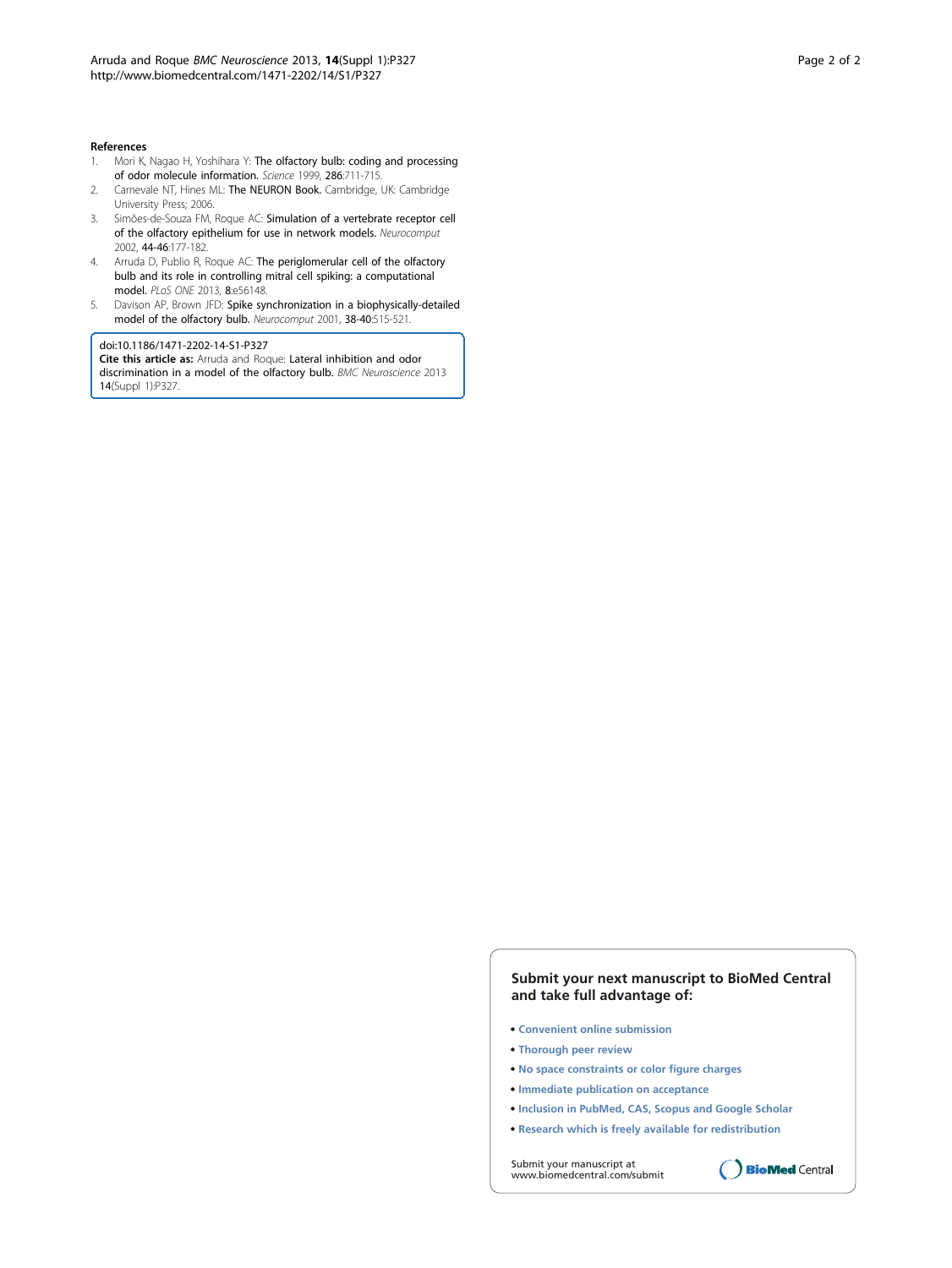## References

1. Mori K, Nagao H, Yoshihara Y: **The olfactory bulb: coding and processing of odor molecule information.** *Science* 1999, **286**:711-715.
2. Carnevale NT, Hines ML: **The NEURON Book.** Cambridge, UK: Cambridge University Press; 2006.
3. Simões-de-Souza FM, Roque AC: **Simulation of a vertebrate receptor cell of the olfactory epithelium for use in network models.** *Neurocomput* 2002, **44-46**:177-182.
4. Arruda D, Publio R, Roque AC: **The periglomerular cell of the olfactory bulb and its role in controlling mitral cell spiking: a computational model.** *PLoS ONE* 2013, **8**:e56148.
5. Davison AP, Brown JFD: **Spike synchronization in a biophysically-detailed model of the olfactory bulb.** *Neurocomput* 2001, **38-40**:515-521.

doi:10.1186/1471-2202-14-S1-P327
**Cite this article as:** Arruda and Roque: **Lateral inhibition and odor discrimination in a model of the olfactory bulb.** *BMC Neuroscience* 2013 **14**(Suppl 1):P327.

**Submit your next manuscript to BioMed Central and take full advantage of:**

- **Convenient online submission**
- **Thorough peer review**
- **No space constraints or color figure charges**
- **Immediate publication on acceptance**
- **Inclusion in PubMed, CAS, Scopus and Google Scholar**
- **Research which is freely available for redistribution**

Submit your manuscript at
www.biomedcentral.com/submit

BioMed Central